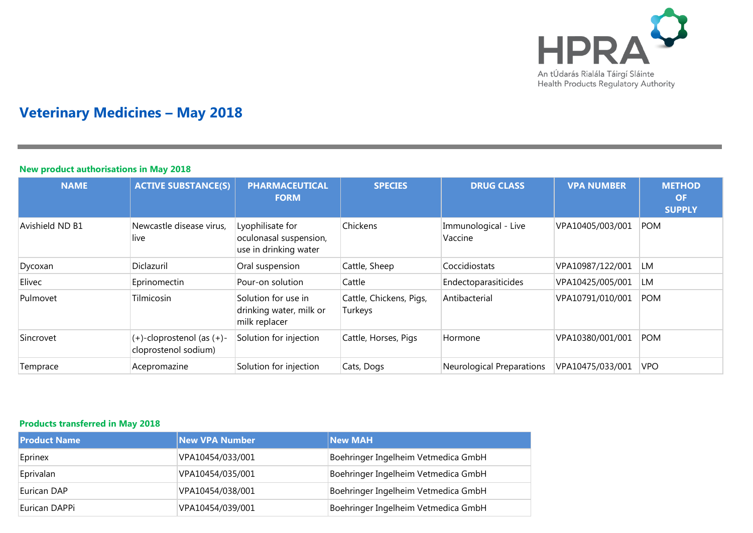HPRA

An tÚdarás Rialála Táirgí Sláinte
Health Products Regulatory Authority

# Veterinary Medicines – May 2018

## New product authorisations in May 2018

| NAME | ACTIVE SUBSTANCE(S) | PHARMACEUTICAL FORM | SPECIES | DRUG CLASS | VPA NUMBER | METHOD OF SUPPLY |
|---|---|---|---|---|---|---|
| Avishield ND B1 | Newcastle disease virus, live | Lyophilisate for oculonasal suspension, use in drinking water | Chickens | Immunological - Live Vaccine | VPA10405/003/001 | POM |
| Dycoxan | Diclazuril | Oral suspension | Cattle, Sheep | Coccidiostats | VPA10987/122/001 | LM |
| Elivec | Eprinomectin | Pour-on solution | Cattle | Endectoparasiticides | VPA10425/005/001 | LM |
| Pulmovet | Tilmicosin | Solution for use in drinking water, milk or milk replacer | Cattle, Chickens, Pigs, Turkeys | Antibacterial | VPA10791/010/001 | POM |
| Sincrovet | (+)-cloprostenol (as (+)-cloprostenol sodium) | Solution for injection | Cattle, Horses, Pigs | Hormone | VPA10380/001/001 | POM |
| Temprace | Acepromazine | Solution for injection | Cats, Dogs | Neurological Preparations | VPA10475/033/001 | VPO |

## Products transferred in May 2018

| Product Name | New VPA Number | New MAH |
|---|---|---|
| Eprinex | VPA10454/033/001 | Boehringer Ingelheim Vetmedica GmbH |
| Eprivalan | VPA10454/035/001 | Boehringer Ingelheim Vetmedica GmbH |
| Eurican DAP | VPA10454/038/001 | Boehringer Ingelheim Vetmedica GmbH |
| Eurican DAPPi | VPA10454/039/001 | Boehringer Ingelheim Vetmedica GmbH |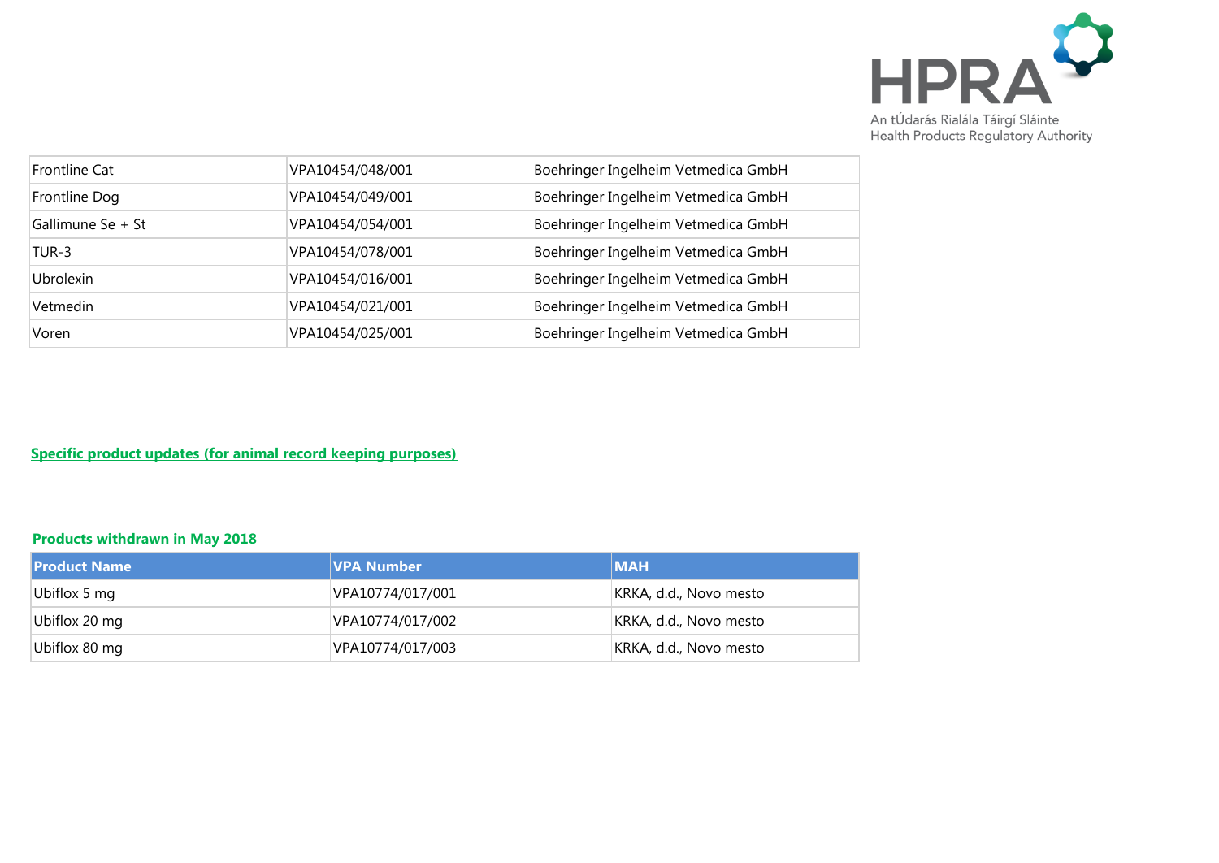| | | |
|---|---|---|
| Frontline Cat | VPA10454/048/001 | Boehringer Ingelheim Vetmedica GmbH |
| Frontline Dog | VPA10454/049/001 | Boehringer Ingelheim Vetmedica GmbH |
| Gallimune Se + St | VPA10454/054/001 | Boehringer Ingelheim Vetmedica GmbH |
| TUR-3 | VPA10454/078/001 | Boehringer Ingelheim Vetmedica GmbH |
| Ubrolexin | VPA10454/016/001 | Boehringer Ingelheim Vetmedica GmbH |
| Vetmedin | VPA10454/021/001 | Boehringer Ingelheim Vetmedica GmbH |
| Voren | VPA10454/025/001 | Boehringer Ingelheim Vetmedica GmbH |

## Specific product updates (for animal record keeping purposes)

### Products withdrawn in May 2018

| Product Name | VPA Number | MAH |
|---|---|---|
| Ubiflox 5 mg | VPA10774/017/001 | KRKA, d.d., Novo mesto |
| Ubiflox 20 mg | VPA10774/017/002 | KRKA, d.d., Novo mesto |
| Ubiflox 80 mg | VPA10774/017/003 | KRKA, d.d., Novo mesto |